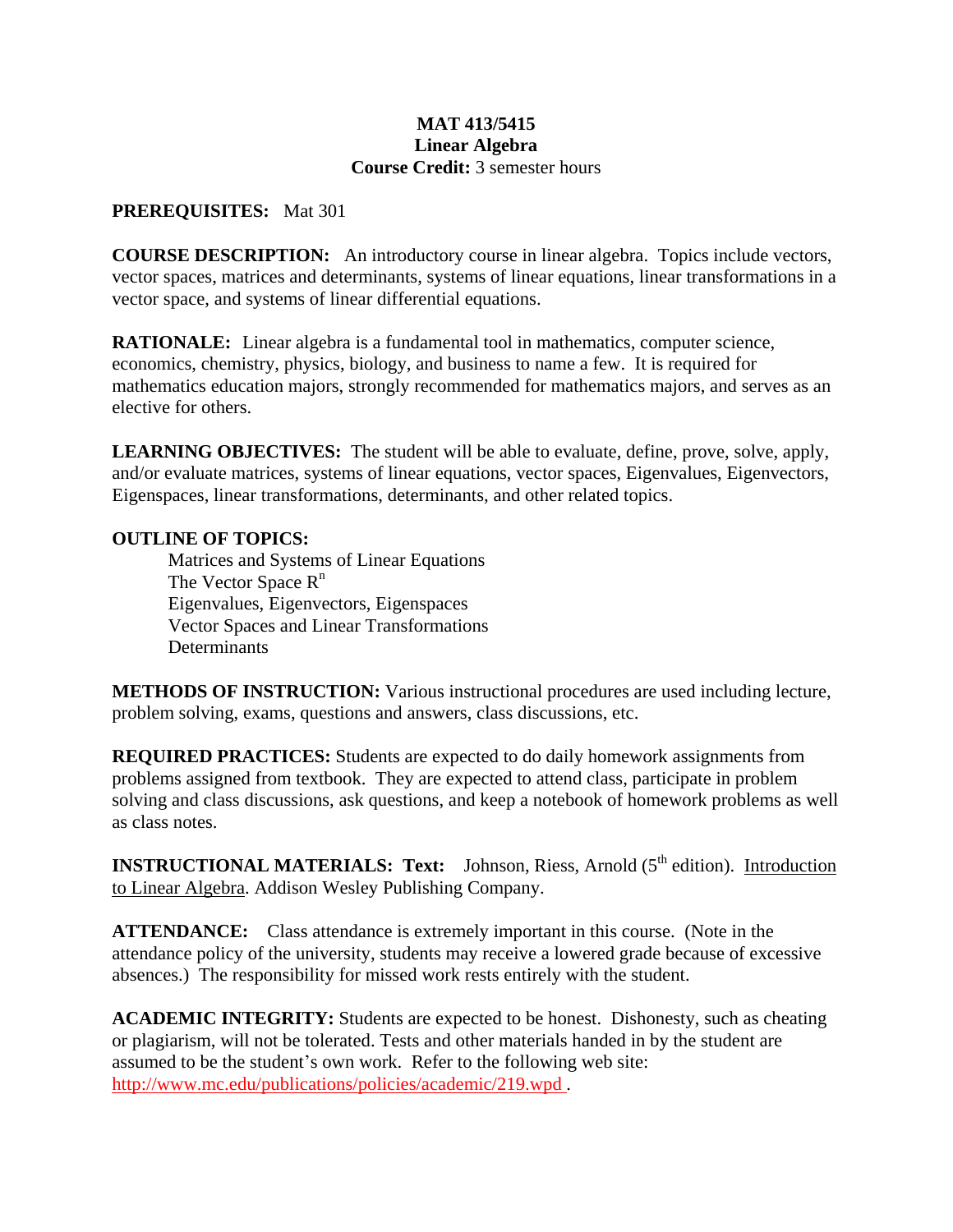# MAT 413/5415
## Linear Algebra
**Course Credit:** 3 semester hours

**PREREQUISITES:** Mat 301

**COURSE DESCRIPTION:** An introductory course in linear algebra. Topics include vectors, vector spaces, matrices and determinants, systems of linear equations, linear transformations in a vector space, and systems of linear differential equations.

**RATIONALE:** Linear algebra is a fundamental tool in mathematics, computer science, economics, chemistry, physics, biology, and business to name a few. It is required for mathematics education majors, strongly recommended for mathematics majors, and serves as an elective for others.

**LEARNING OBJECTIVES:** The student will be able to evaluate, define, prove, solve, apply, and/or evaluate matrices, systems of linear equations, vector spaces, Eigenvalues, Eigenvectors, Eigenspaces, linear transformations, determinants, and other related topics.

**OUTLINE OF TOPICS:**

- Matrices and Systems of Linear Equations
- The Vector Space $R^n$
- Eigenvalues, Eigenvectors, Eigenspaces
- Vector Spaces and Linear Transformations
- Determinants

**METHODS OF INSTRUCTION:** Various instructional procedures are used including lecture, problem solving, exams, questions and answers, class discussions, etc.

**REQUIRED PRACTICES:** Students are expected to do daily homework assignments from problems assigned from textbook. They are expected to attend class, participate in problem solving and class discussions, ask questions, and keep a notebook of homework problems as well as class notes.

**INSTRUCTIONAL MATERIALS: Text:** Johnson, Riess, Arnold (5th edition). Introduction to Linear Algebra. Addison Wesley Publishing Company.

**ATTENDANCE:** Class attendance is extremely important in this course. (Note in the attendance policy of the university, students may receive a lowered grade because of excessive absences.) The responsibility for missed work rests entirely with the student.

**ACADEMIC INTEGRITY:** Students are expected to be honest. Dishonesty, such as cheating or plagiarism, will not be tolerated. Tests and other materials handed in by the student are assumed to be the student's own work. Refer to the following web site: http://www.mc.edu/publications/policies/academic/219.wpd .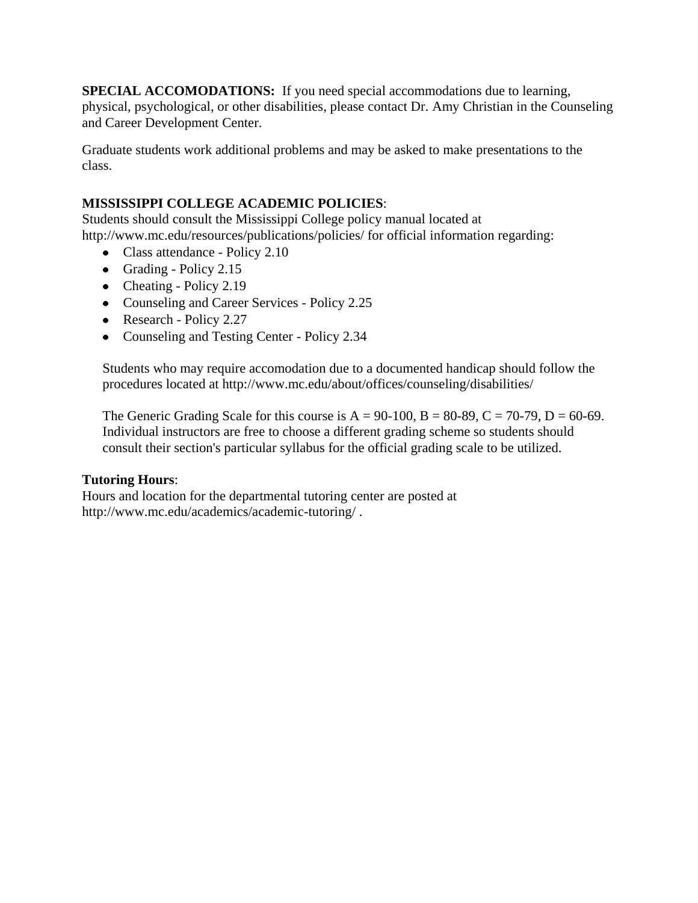**SPECIAL ACCOMODATIONS:** If you need special accommodations due to learning, physical, psychological, or other disabilities, please contact Dr. Amy Christian in the Counseling and Career Development Center.

Graduate students work additional problems and may be asked to make presentations to the class.

**MISSISSIPPI COLLEGE ACADEMIC POLICIES**:
Students should consult the Mississippi College policy manual located at http://www.mc.edu/resources/publications/policies/ for official information regarding:

- Class attendance - Policy 2.10
- Grading - Policy 2.15
- Cheating - Policy 2.19
- Counseling and Career Services - Policy 2.25
- Research - Policy 2.27
- Counseling and Testing Center - Policy 2.34

Students who may require accomodation due to a documented handicap should follow the procedures located at http://www.mc.edu/about/offices/counseling/disabilities/

The Generic Grading Scale for this course is A = 90-100, B = 80-89, C = 70-79, D = 60-69. Individual instructors are free to choose a different grading scheme so students should consult their section's particular syllabus for the official grading scale to be utilized.

**Tutoring Hours**:
Hours and location for the departmental tutoring center are posted at http://www.mc.edu/academics/academic-tutoring/ .